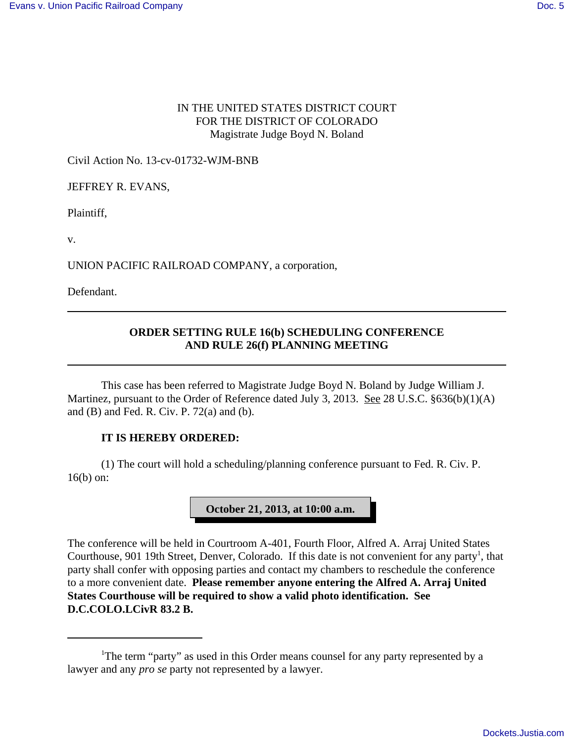IN THE UNITED STATES DISTRICT COURT
FOR THE DISTRICT OF COLORADO
Magistrate Judge Boyd N. Boland

Civil Action No. 13-cv-01732-WJM-BNB

JEFFREY R. EVANS,

Plaintiff,

v.

UNION PACIFIC RAILROAD COMPANY, a corporation,

Defendant.

---

**ORDER SETTING RULE 16(b) SCHEDULING CONFERENCE AND RULE 26(f) PLANNING MEETING**

---

This case has been referred to Magistrate Judge Boyd N. Boland by Judge William J. Martinez, pursuant to the Order of Reference dated July 3, 2013. See 28 U.S.C. §636(b)(1)(A) and (B) and Fed. R. Civ. P. 72(a) and (b).

**IT IS HEREBY ORDERED:**

(1) The court will hold a scheduling/planning conference pursuant to Fed. R. Civ. P. 16(b) on:

**October 21, 2013, at 10:00 a.m.**

The conference will be held in Courtroom A-401, Fourth Floor, Alfred A. Arraj United States Courthouse, 901 19th Street, Denver, Colorado. If this date is not convenient for any party[1], that party shall confer with opposing parties and contact my chambers to reschedule the conference to a more convenient date. **Please remember anyone entering the Alfred A. Arraj United States Courthouse will be required to show a valid photo identification. See D.C.COLO.LCivR 83.2 B.**

---

[1]The term "party" as used in this Order means counsel for any party represented by a lawyer and any *pro se* party not represented by a lawyer.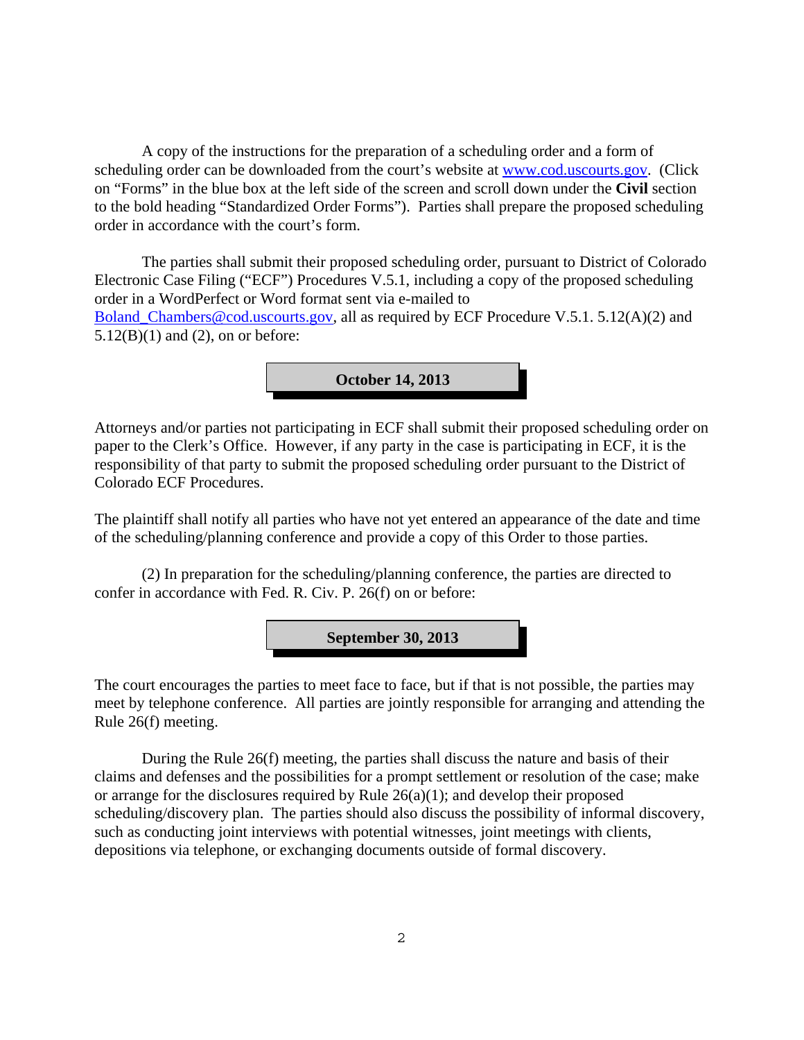A copy of the instructions for the preparation of a scheduling order and a form of scheduling order can be downloaded from the court's website at www.cod.uscourts.gov. (Click on "Forms" in the blue box at the left side of the screen and scroll down under the **Civil** section to the bold heading "Standardized Order Forms"). Parties shall prepare the proposed scheduling order in accordance with the court's form.

The parties shall submit their proposed scheduling order, pursuant to District of Colorado Electronic Case Filing ("ECF") Procedures V.5.1, including a copy of the proposed scheduling order in a WordPerfect or Word format sent via e-mailed to Boland_Chambers@cod.uscourts.gov, all as required by ECF Procedure V.5.1. 5.12(A)(2) and 5.12(B)(1) and (2), on or before:

**October 14, 2013**

Attorneys and/or parties not participating in ECF shall submit their proposed scheduling order on paper to the Clerk's Office. However, if any party in the case is participating in ECF, it is the responsibility of that party to submit the proposed scheduling order pursuant to the District of Colorado ECF Procedures.

The plaintiff shall notify all parties who have not yet entered an appearance of the date and time of the scheduling/planning conference and provide a copy of this Order to those parties.

(2) In preparation for the scheduling/planning conference, the parties are directed to confer in accordance with Fed. R. Civ. P. 26(f) on or before:

**September 30, 2013**

The court encourages the parties to meet face to face, but if that is not possible, the parties may meet by telephone conference. All parties are jointly responsible for arranging and attending the Rule 26(f) meeting.

During the Rule 26(f) meeting, the parties shall discuss the nature and basis of their claims and defenses and the possibilities for a prompt settlement or resolution of the case; make or arrange for the disclosures required by Rule 26(a)(1); and develop their proposed scheduling/discovery plan. The parties should also discuss the possibility of informal discovery, such as conducting joint interviews with potential witnesses, joint meetings with clients, depositions via telephone, or exchanging documents outside of formal discovery.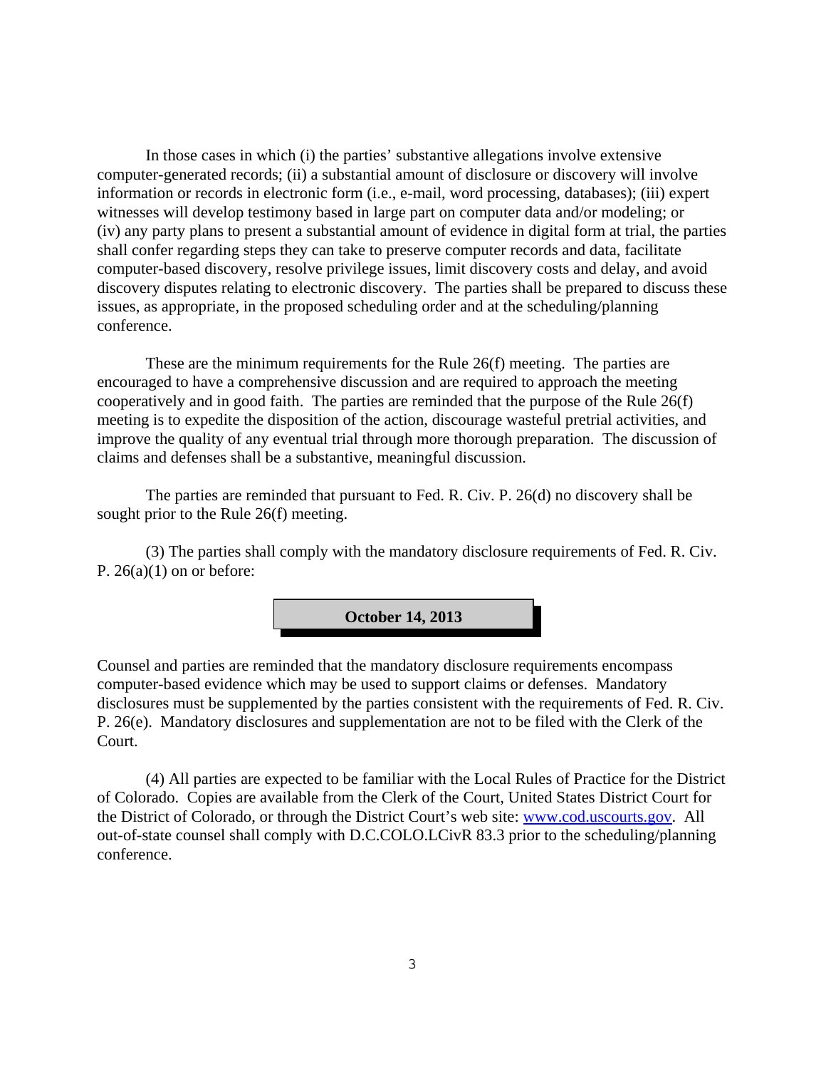In those cases in which (i) the parties' substantive allegations involve extensive computer-generated records; (ii) a substantial amount of disclosure or discovery will involve information or records in electronic form (i.e., e-mail, word processing, databases); (iii) expert witnesses will develop testimony based in large part on computer data and/or modeling; or (iv) any party plans to present a substantial amount of evidence in digital form at trial, the parties shall confer regarding steps they can take to preserve computer records and data, facilitate computer-based discovery, resolve privilege issues, limit discovery costs and delay, and avoid discovery disputes relating to electronic discovery. The parties shall be prepared to discuss these issues, as appropriate, in the proposed scheduling order and at the scheduling/planning conference.

These are the minimum requirements for the Rule 26(f) meeting. The parties are encouraged to have a comprehensive discussion and are required to approach the meeting cooperatively and in good faith. The parties are reminded that the purpose of the Rule 26(f) meeting is to expedite the disposition of the action, discourage wasteful pretrial activities, and improve the quality of any eventual trial through more thorough preparation. The discussion of claims and defenses shall be a substantive, meaningful discussion.

The parties are reminded that pursuant to Fed. R. Civ. P. 26(d) no discovery shall be sought prior to the Rule 26(f) meeting.

(3) The parties shall comply with the mandatory disclosure requirements of Fed. R. Civ. P. 26(a)(1) on or before:

**October 14, 2013**

Counsel and parties are reminded that the mandatory disclosure requirements encompass computer-based evidence which may be used to support claims or defenses. Mandatory disclosures must be supplemented by the parties consistent with the requirements of Fed. R. Civ. P. 26(e). Mandatory disclosures and supplementation are not to be filed with the Clerk of the Court.

(4) All parties are expected to be familiar with the Local Rules of Practice for the District of Colorado. Copies are available from the Clerk of the Court, United States District Court for the District of Colorado, or through the District Court's web site: [www.cod.uscourts.gov](http://www.cod.uscourts.gov). All out-of-state counsel shall comply with D.C.COLO.LCivR 83.3 prior to the scheduling/planning conference.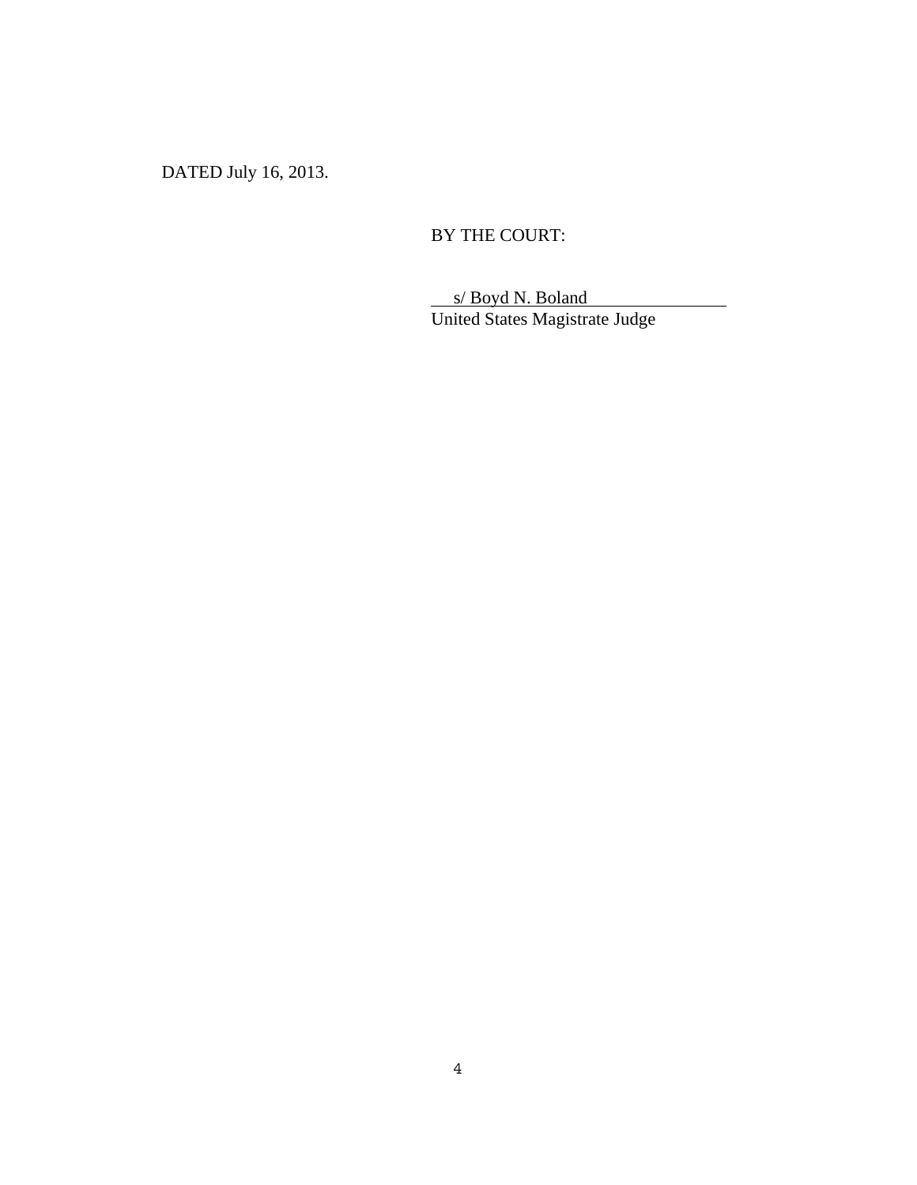DATED July 16, 2013.

BY THE COURT:

s/ Boyd N. Boland
United States Magistrate Judge